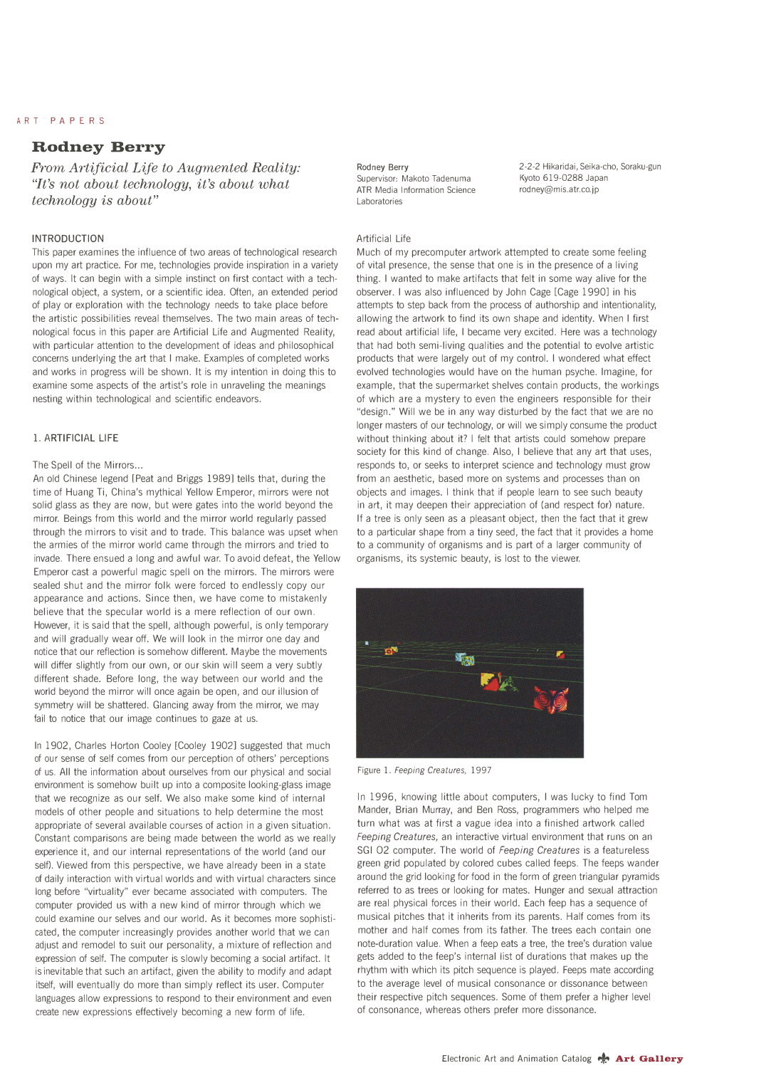ART PAPERS

# Rodney Berry

*From Artificial Life to Augmented Reality: "It's not about technology, it's about what technology is about"*

Rodney Berry
Supervisor: Makoto Tadenuma
ATR Media Information Science Laboratories

2-2-2 Hikaridai, Seika-cho, Soraku-gun
Kyoto 619-0288 Japan
rodney@mis.atr.co.jp

## INTRODUCTION

This paper examines the influence of two areas of technological research upon my art practice. For me, technologies provide inspiration in a variety of ways. It can begin with a simple instinct on first contact with a technological object, a system, or a scientific idea. Often, an extended period of play or exploration with the technology needs to take place before the artistic possibilities reveal themselves. The two main areas of technological focus in this paper are Artificial Life and Augmented Reality, with particular attention to the development of ideas and philosophical concerns underlying the art that I make. Examples of completed works and works in progress will be shown. It is my intention in doing this to examine some aspects of the artist's role in unraveling the meanings nesting within technological and scientific endeavors.

## 1. ARTIFICIAL LIFE

### The Spell of the Mirrors...

An old Chinese legend [Peat and Briggs 1989] tells that, during the time of Huang Ti, China's mythical Yellow Emperor, mirrors were not solid glass as they are now, but were gates into the world beyond the mirror. Beings from this world and the mirror world regularly passed through the mirrors to visit and to trade. This balance was upset when the armies of the mirror world came through the mirrors and tried to invade. There ensued a long and awful war. To avoid defeat, the Yellow Emperor cast a powerful magic spell on the mirrors. The mirrors were sealed shut and the mirror folk were forced to endlessly copy our appearance and actions. Since then, we have come to mistakenly believe that the specular world is a mere reflection of our own. However, it is said that the spell, although powerful, is only temporary and will gradually wear off. We will look in the mirror one day and notice that our reflection is somehow different. Maybe the movements will differ slightly from our own, or our skin will seem a very subtly different shade. Before long, the way between our world and the world beyond the mirror will once again be open, and our illusion of symmetry will be shattered. Glancing away from the mirror, we may fail to notice that our image continues to gaze at us.

In 1902, Charles Horton Cooley [Cooley 1902] suggested that much of our sense of self comes from our perception of others' perceptions of us. All the information about ourselves from our physical and social environment is somehow built up into a composite looking-glass image that we recognize as our self. We also make some kind of internal models of other people and situations to help determine the most appropriate of several available courses of action in a given situation. Constant comparisons are being made between the world as we really experience it, and our internal representations of the world (and our self). Viewed from this perspective, we have already been in a state of daily interaction with virtual worlds and with virtual characters since long before "virtuality" ever became associated with computers. The computer provided us with a new kind of mirror through which we could examine our selves and our world. As it becomes more sophisticated, the computer increasingly provides another world that we can adjust and remodel to suit our personality, a mixture of reflection and expression of self. The computer is slowly becoming a social artifact. It is inevitable that such an artifact, given the ability to modify and adapt itself, will eventually do more than simply reflect its user. Computer languages allow expressions to respond to their environment and even create new expressions effectively becoming a new form of life.

### Artificial Life

Much of my precomputer artwork attempted to create some feeling of vital presence, the sense that one is in the presence of a living thing. I wanted to make artifacts that felt in some way alive for the observer. I was also influenced by John Cage [Cage 1990] in his attempts to step back from the process of authorship and intentionality, allowing the artwork to find its own shape and identity. When I first read about artificial life, I became very excited. Here was a technology that had both semi-living qualities and the potential to evolve artistic products that were largely out of my control. I wondered what effect evolved technologies would have on the human psyche. Imagine, for example, that the supermarket shelves contain products, the workings of which are a mystery to even the engineers responsible for their "design." Will we be in any way disturbed by the fact that we are no longer masters of our technology, or will we simply consume the product without thinking about it? I felt that artists could somehow prepare society for this kind of change. Also, I believe that any art that uses, responds to, or seeks to interpret science and technology must grow from an aesthetic, based more on systems and processes than on objects and images. I think that if people learn to see such beauty in art, it may deepen their appreciation of (and respect for) nature. If a tree is only seen as a pleasant object, then the fact that it grew to a particular shape from a tiny seed, the fact that it provides a home to a community of organisms and is part of a larger community of organisms, its systemic beauty, is lost to the viewer.

Figure 1. *Feeping Creatures,* 1997

In 1996, knowing little about computers, I was lucky to find Tom Mander, Brian Murray, and Ben Ross, programmers who helped me turn what was at first a vague idea into a finished artwork called *Feeping Creatures,* an interactive virtual environment that runs on an SGI O2 computer. The world of *Feeping Creatures* is a featureless green grid populated by colored cubes called feeps. The feeps wander around the grid looking for food in the form of green triangular pyramids referred to as trees or looking for mates. Hunger and sexual attraction are real physical forces in their world. Each feep has a sequence of musical pitches that it inherits from its parents. Half comes from its mother and half comes from its father. The trees each contain one note-duration value. When a feep eats a tree, the tree's duration value gets added to the feep's internal list of durations that makes up the rhythm with which its pitch sequence is played. Feeps mate according to the average level of musical consonance or dissonance between their respective pitch sequences. Some of them prefer a higher level of consonance, whereas others prefer more dissonance.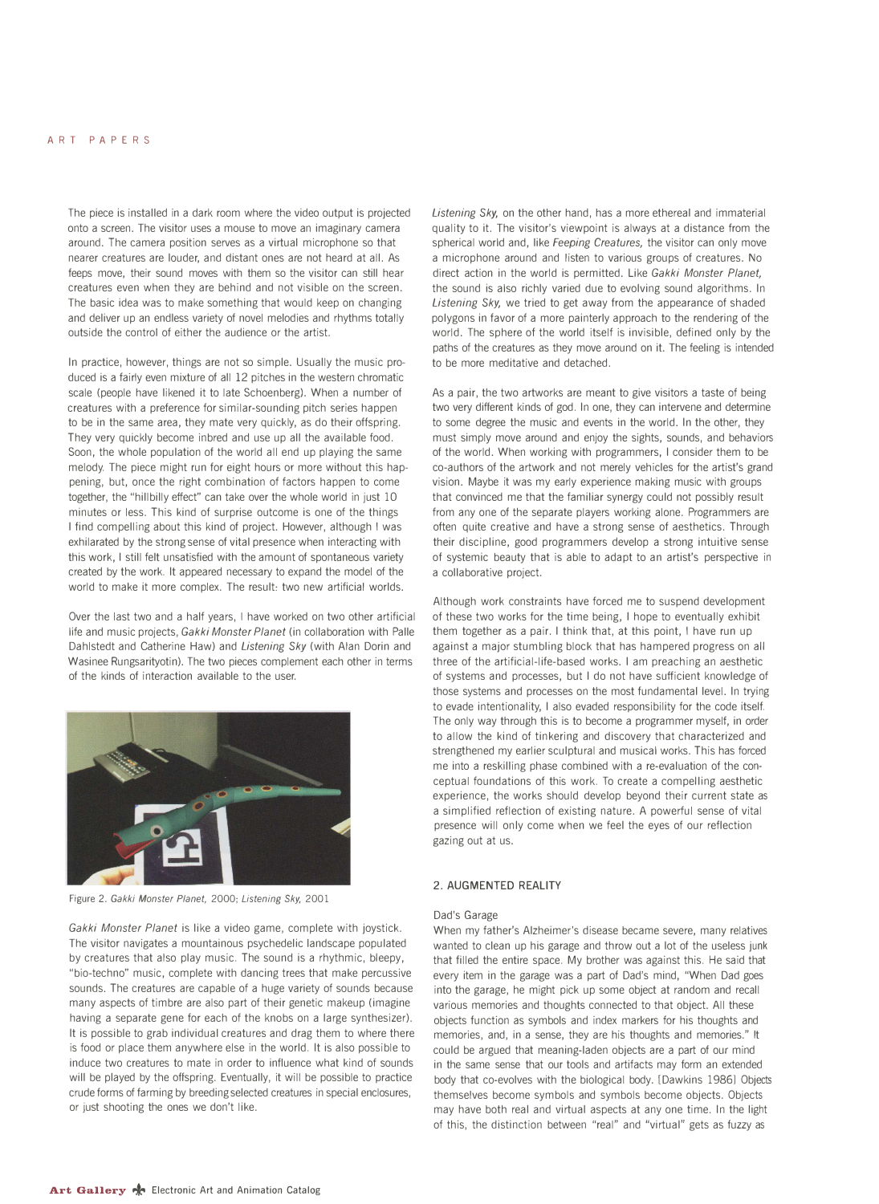The piece is installed in a dark room where the video output is projected onto a screen. The visitor uses a mouse to move an imaginary camera around. The camera position serves as a virtual microphone so that nearer creatures are louder, and distant ones are not heard at all. As feeps move, their sound moves with them so the visitor can still hear creatures even when they are behind and not visible on the screen. The basic idea was to make something that would keep on changing and deliver up an endless variety of novel melodies and rhythms totally outside the control of either the audience or the artist.

In practice, however, things are not so simple. Usually the music produced is a fairly even mixture of all 12 pitches in the western chromatic scale (people have likened it to late Schoenberg). When a number of creatures with a preference for similar-sounding pitch series happen to be in the same area, they mate very quickly, as do their offspring. They very quickly become inbred and use up all the available food. Soon, the whole population of the world all end up playing the same melody. The piece might run for eight hours or more without this happening, but, once the right combination of factors happen to come together, the "hillbilly effect" can take over the whole world in just 10 minutes or less. This kind of surprise outcome is one of the things I find compelling about this kind of project. However, although I was exhilarated by the strong sense of vital presence when interacting with this work, I still felt unsatisfied with the amount of spontaneous variety created by the work. It appeared necessary to expand the model of the world to make it more complex. The result: two new artificial worlds.

Over the last two and a half years, I have worked on two other artificial life and music projects, *Gakki Monster Planet* (in collaboration with Palle Dahlstedt and Catherine Haw) and *Listening Sky* (with Alan Dorin and Wasinee Rungsarityotin). The two pieces complement each other in terms of the kinds of interaction available to the user.

Figure 2. *Gakki Monster Planet,* 2000; *Listening Sky,* 2001

*Gakki Monster Planet* is like a video game, complete with joystick. The visitor navigates a mountainous psychedelic landscape populated by creatures that also play music. The sound is a rhythmic, bleepy, "bio-techno" music, complete with dancing trees that make percussive sounds. The creatures are capable of a huge variety of sounds because many aspects of timbre are also part of their genetic makeup (imagine having a separate gene for each of the knobs on a large synthesizer). It is possible to grab individual creatures and drag them to where there is food or place them anywhere else in the world. It is also possible to induce two creatures to mate in order to influence what kind of sounds will be played by the offspring. Eventually, it will be possible to practice crude forms of farming by breeding selected creatures in special enclosures, or just shooting the ones we don't like.

*Listening Sky,* on the other hand, has a more ethereal and immaterial quality to it. The visitor's viewpoint is always at a distance from the spherical world and, like *Feeping Creatures,* the visitor can only move a microphone around and listen to various groups of creatures. No direct action in the world is permitted. Like *Gakki Monster Planet,* the sound is also richly varied due to evolving sound algorithms. In *Listening Sky,* we tried to get away from the appearance of shaded polygons in favor of a more painterly approach to the rendering of the world. The sphere of the world itself is invisible, defined only by the paths of the creatures as they move around on it. The feeling is intended to be more meditative and detached.

As a pair, the two artworks are meant to give visitors a taste of being two very different kinds of god. In one, they can intervene and determine to some degree the music and events in the world. In the other, they must simply move around and enjoy the sights, sounds, and behaviors of the world. When working with programmers, I consider them to be co-authors of the artwork and not merely vehicles for the artist's grand vision. Maybe it was my early experience making music with groups that convinced me that the familiar synergy could not possibly result from any one of the separate players working alone. Programmers are often quite creative and have a strong sense of aesthetics. Through their discipline, good programmers develop a strong intuitive sense of systemic beauty that is able to adapt to an artist's perspective in a collaborative project.

Although work constraints have forced me to suspend development of these two works for the time being, I hope to eventually exhibit them together as a pair. I think that, at this point, I have run up against a major stumbling block that has hampered progress on all three of the artificial-life-based works. I am preaching an aesthetic of systems and processes, but I do not have sufficient knowledge of those systems and processes on the most fundamental level. In trying to evade intentionality, I also evaded responsibility for the code itself. The only way through this is to become a programmer myself, in order to allow the kind of tinkering and discovery that characterized and strengthened my earlier sculptural and musical works. This has forced me into a reskilling phase combined with a re-evaluation of the conceptual foundations of this work. To create a compelling aesthetic experience, the works should develop beyond their current state as a simplified reflection of existing nature. A powerful sense of vital presence will only come when we feel the eyes of our reflection gazing out at us.

## 2. AUGMENTED REALITY

### Dad's Garage

When my father's Alzheimer's disease became severe, many relatives wanted to clean up his garage and throw out a lot of the useless junk that filled the entire space. My brother was against this. He said that every item in the garage was a part of Dad's mind, "When Dad goes into the garage, he might pick up some object at random and recall various memories and thoughts connected to that object. All these objects function as symbols and index markers for his thoughts and memories, and, in a sense, they are his thoughts and memories." It could be argued that meaning-laden objects are a part of our mind in the same sense that our tools and artifacts may form an extended body that co-evolves with the biological body. [Dawkins 1986] Objects themselves become symbols and symbols become objects. Objects may have both real and virtual aspects at any one time. In the light of this, the distinction between "real" and "virtual" gets as fuzzy as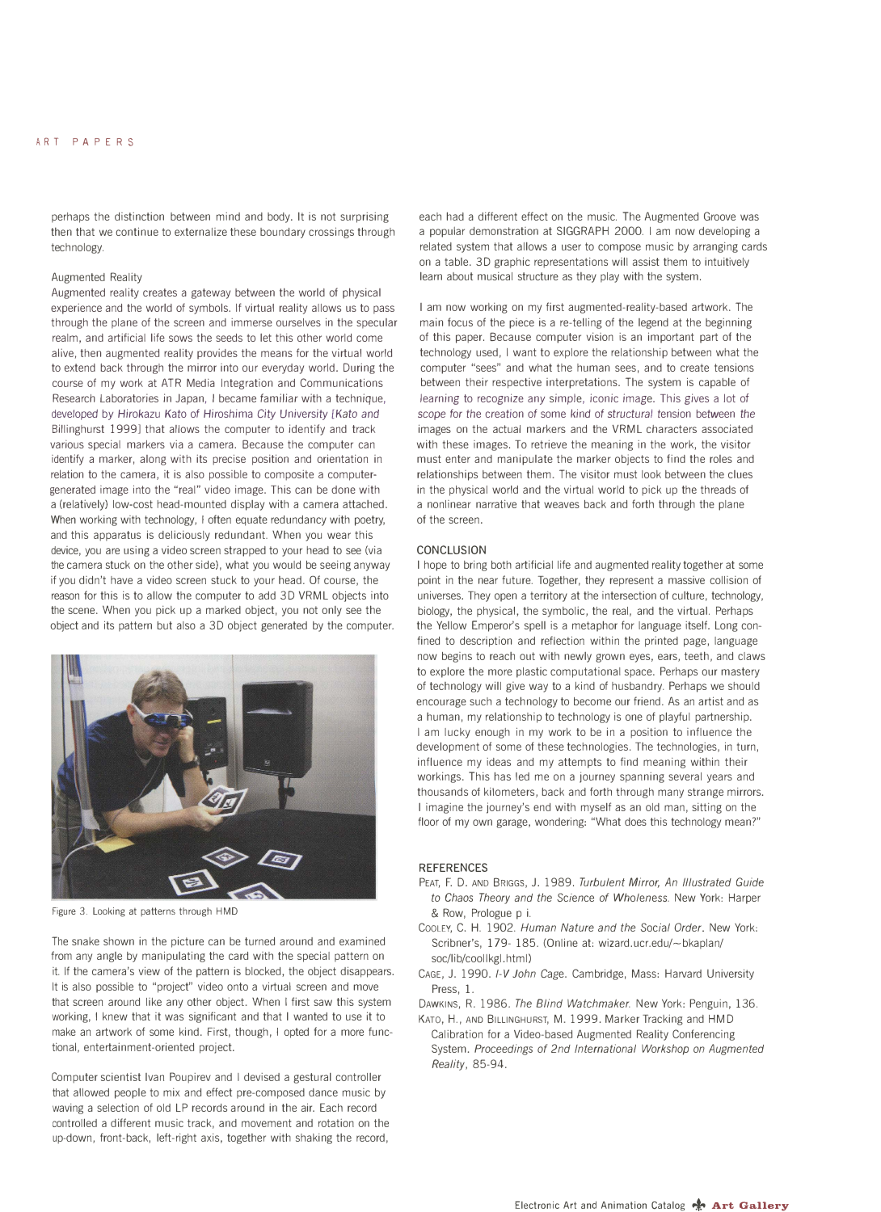perhaps the distinction between mind and body. It is not surprising then that we continue to externalize these boundary crossings through technology.

## Augmented Reality

Augmented reality creates a gateway between the world of physical experience and the world of symbols. If virtual reality allows us to pass through the plane of the screen and immerse ourselves in the specular realm, and artificial life sows the seeds to let this other world come alive, then augmented reality provides the means for the virtual world to extend back through the mirror into our everyday world. During the course of my work at ATR Media Integration and Communications Research Laboratories in Japan, I became familiar with a technique, developed by Hirokazu Kato of Hiroshima City University [Kato and Billinghurst 1999] that allows the computer to identify and track various special markers via a camera. Because the computer can identify a marker, along with its precise position and orientation in relation to the camera, it is also possible to composite a computer-generated image into the "real" video image. This can be done with a (relatively) low-cost head-mounted display with a camera attached. When working with technology, I often equate redundancy with poetry, and this apparatus is deliciously redundant. When you wear this device, you are using a video screen strapped to your head to see (via the camera stuck on the other side), what you would be seeing anyway if you didn't have a video screen stuck to your head. Of course, the reason for this is to allow the computer to add 3D VRML objects into the scene. When you pick up a marked object, you not only see the object and its pattern but also a 3D object generated by the computer.

Figure 3. Looking at patterns through HMD

The snake shown in the picture can be turned around and examined from any angle by manipulating the card with the special pattern on it. If the camera's view of the pattern is blocked, the object disappears. It is also possible to "project" video onto a virtual screen and move that screen around like any other object. When I first saw this system working, I knew that it was significant and that I wanted to use it to make an artwork of some kind. First, though, I opted for a more functional, entertainment-oriented project.

Computer scientist Ivan Poupirev and I devised a gestural controller that allowed people to mix and effect pre-composed dance music by waving a selection of old LP records around in the air. Each record controlled a different music track, and movement and rotation on the up-down, front-back, left-right axis, together with shaking the record, each had a different effect on the music. The Augmented Groove was a popular demonstration at SIGGRAPH 2000. I am now developing a related system that allows a user to compose music by arranging cards on a table. 3D graphic representations will assist them to intuitively learn about musical structure as they play with the system.

I am now working on my first augmented-reality-based artwork. The main focus of the piece is a re-telling of the legend at the beginning of this paper. Because computer vision is an important part of the technology used, I want to explore the relationship between what the computer "sees" and what the human sees, and to create tensions between their respective interpretations. The system is capable of learning to recognize any simple, iconic image. This gives a lot of scope for the creation of some kind of structural tension between the images on the actual markers and the VRML characters associated with these images. To retrieve the meaning in the work, the visitor must enter and manipulate the marker objects to find the roles and relationships between them. The visitor must look between the clues in the physical world and the virtual world to pick up the threads of a nonlinear narrative that weaves back and forth through the plane of the screen.

## CONCLUSION

I hope to bring both artificial life and augmented reality together at some point in the near future. Together, they represent a massive collision of universes. They open a territory at the intersection of culture, technology, biology, the physical, the symbolic, the real, and the virtual. Perhaps the Yellow Emperor's spell is a metaphor for language itself. Long confined to description and reflection within the printed page, language now begins to reach out with newly grown eyes, ears, teeth, and claws to explore the more plastic computational space. Perhaps our mastery of technology will give way to a kind of husbandry. Perhaps we should encourage such a technology to become our friend. As an artist and as a human, my relationship to technology is one of playful partnership. I am lucky enough in my work to be in a position to influence the development of some of these technologies. The technologies, in turn, influence my ideas and my attempts to find meaning within their workings. This has led me on a journey spanning several years and thousands of kilometers, back and forth through many strange mirrors. I imagine the journey's end with myself as an old man, sitting on the floor of my own garage, wondering: "What does this technology mean?"

## REFERENCES

Peat, F. D. and Briggs, J. 1989. *Turbulent Mirror, An Illustrated Guide to Chaos Theory and the Science of Wholeness.* New York: Harper & Row, Prologue p i.

Cooley, C. H. 1902. *Human Nature and the Social Order*. New York: Scribner's, 179- 185. (Online at: wizard.ucr.edu/~bkaplan/soc/lib/coollkgl.html)

Cage, J. 1990. *I-V John Cage*. Cambridge, Mass: Harvard University Press, 1.

Dawkins, R. 1986. *The Blind Watchmaker.* New York: Penguin, 136.

Kato, H., and Billinghurst, M. 1999. Marker Tracking and HMD Calibration for a Video-based Augmented Reality Conferencing System. *Proceedings of 2nd International Workshop on Augmented Reality*, 85-94.